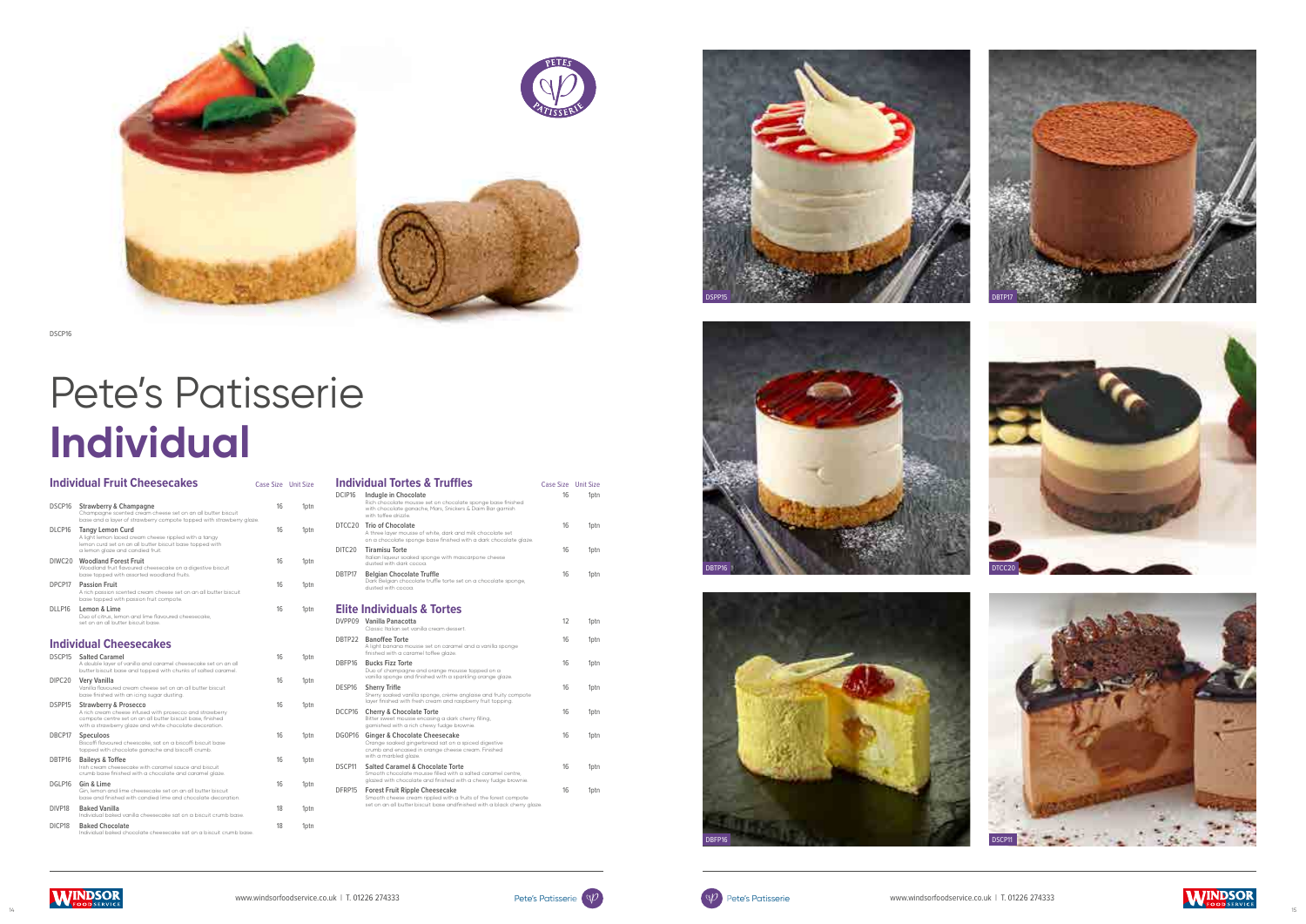DSCP16

# Pete's Patisserie **Individual**

## Individual Fruit Cheesecakes

| | | Case Size | Unit Size |
|---|---|---|---|
| DSCP16 | **Strawberry & Champagne**<br>Champagne scented cream cheese set on an all butter biscuit base and a layer of strawberry compote topped with strawberry glaze | 16 | 1ptn |
| DLCP16 | **Tangy Lemon Curd**<br>A light lemon laced cream cheese rippled with a tangy lemon curd set on an all butter biscuit base topped with a lemon glaze and candied fruit | 16 | 1ptn |
| DIWC20 | **Woodland Forest Fruit**<br>Woodland fruit flavoured cheesecake on a digestive biscuit base topped with assorted woodland fruits | 16 | 1ptn |
| DPCP17 | **Passion Fruit**<br>A rich passion scented cream cheese set on an all butter biscuit base topped with passion fruit compote | 16 | 1ptn |
| DLLP16 | **Lemon & Lime**<br>Duo of citrus, lemon and lime flavoured cheesecake, set on an all butter biscuit base. | 16 | 1ptn |

## Individual Cheesecakes

| | | Case Size | Unit Size |
|---|---|---|---|
| DSCP15 | **Salted Caramel**<br>A double layer of vanilla and caramel cheesecake set on an all butter biscuit base and topped with chunks of salted caramel. | 16 | 1ptn |
| DIPC20 | **Very Vanilla**<br>Vanilla flavoured cream cheese set on an all butter biscuit base finished with an icing sugar dusting. | 16 | 1ptn |
| DSPP15 | **Strawberry & Prosecco**<br>A rich cream cheese infused with prosecco and strawberry compote centre set on an all butter biscuit base, finished with a strawberry glaze and white chocolate decoration. | 16 | 1ptn |
| DBCP17 | **Speculoos**<br>Biscoff flavoured cheesecake, sat on a biscoff biscuit base topped with chocolate ganache and biscoff crumb. | 16 | 1ptn |
| DBTP16 | **Baileys & Toffee**<br>Irish cream cheesecake with caramel sauce and biscuit crumb base finished with a chocolate and caramel glaze. | 16 | 1ptn |
| DGLP16 | **Gin & Lime**<br>Gin, lemon and lime cheesecake set on an all butter biscuit base and finished with candied lime and chocolate decoration. | 16 | 1ptn |
| DIVP18 | **Baked Vanilla**<br>Individual baked vanilla cheesecake sat on a biscuit crumb base. | 18 | 1ptn |
| DICP18 | **Baked Chocolate**<br>Individual baked chocolate cheesecake sat on a biscuit crumb base. | 18 | 1ptn |

## Individual Tortes & Truffles

| | | Case Size | Unit Size |
|---|---|---|---|
| DCIP16 | **Indugle in Chocolate**<br>Rich chocolate mousse set on chocolate sponge base finished with chocolate ganache, Mars, Snickers & Daim Bar garnish with toffee drizzle. | 16 | 1ptn |
| DTCC20 | **Trio of Chocolate**<br>A three layer mousse of white, dark and milk chocolate set on a chocolate sponge base finished with a dark chocolate glaze. | 16 | 1ptn |
| DITC20 | **Tiramisu Torte**<br>Italian liqueur soaked sponge with mascarpone cheese dusted with dark cocoa. | 16 | 1ptn |
| DBTP17 | **Belgian Chocolate Truffle**<br>Dark Belgian chocolate truffle torte set on a chocolate sponge, dusted with cocoa. | 16 | 1ptn |

## Elite Individuals & Tortes

| | | Case Size | Unit Size |
|---|---|---|---|
| DVPP09 | **Vanilla Panacotta**<br>Classic Italian set vanilla cream dessert. | 12 | 1ptn |
| DBTP22 | **Banoffee Torte**<br>A light banana mousse set on caramel and a vanilla sponge finished with a caramel toffee glaze. | 16 | 1ptn |
| DBFP16 | **Bucks Fizz Torte**<br>Duo of champagne and orange mousse topped on a vanilla sponge and finished with a sparkling orange glaze. | 16 | 1ptn |
| DESP16 | **Sherry Trifle**<br>Sherry soaked vanilla sponge, creme anglaise and fruity compote layer finished with fresh cream and raspberry fruit topping. | 16 | 1ptn |
| DCCP16 | **Cherry & Chocolate Torte**<br>Bitter sweet mousse encasing a dark cherry filling, garnished with a rich chewy fudge brownie. | 16 | 1ptn |
| DGOP16 | **Ginger & Chocolate Cheesecake**<br>Orange soaked gingerbread sat on a spiced digestive crumb and encased in orange cheese cream. Finished with a marbled glaze. | 16 | 1ptn |
| DSCP11 | **Salted Caramel & Chocolate Torte**<br>Smooth chocolate mousse filled with a salted caramel centre, glazed with chocolate and finished with a chewy fudge brownie. | 16 | 1ptn |
| DFRP15 | **Forest Fruit Ripple Cheesecake**<br>Smooth cheese cream rippled with a fruits of the forest compote set on an all butter biscuit base andfinished with a black cherry glaze. | 16 | 1ptn |

DSPP15

DBTP17

DBTP16

DTCC20

DBFP16

DSCP11

www.windsorfoodservice.co.uk | T. 01226 274333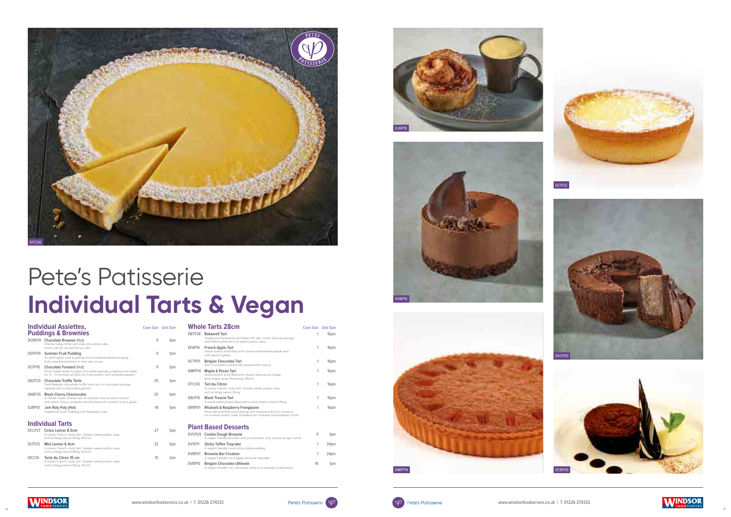# Pete's Patisserie
# **Individual Tarts & Vegan**

DTCS16

DJRP18

DLTP25

DVBP16

DVCP09

DMPP14

DCBP09

## Individual Assiettes, Puddings & Brownies

| Code | Product | Case Size | Unit Size |
|---|---|---|---|
| DCBP09 | **Chocolate Brownie (Hot)** Intense fudgy American style chocolate cake which can be served hot or cold. | 9 | 1ptn |
| DSFP09 | **Summer Fruit Pudding** An old English style pudding of fruit soaked bread encasing fruity woodland berries in their own juices. | 9 | 1ptn |
| DCFP16 | **Chocolate Fondant (Hot)** Fresh made ready to bake chocolate sponge pudding oven bake for 12 - 14 minutes at 200c for that perfect soft centered dessert. | 9 | 1ptn |
| DACP25 | **Chocolate Truffle Torte** Dark Belgian chocolate truffle torte set on chocolate sponge topped with a chocolate garnish. | 25 | 1ptn |
| DABP25 | **Black Cherry Cheesecake** A vanilla cream cheese set on a butter-biscuit base infused with black cherry compote and finished with a black cherry glaze. | 25 | 1ptn |
| DJRP18 | **Jam Roly Poly (Hot)** Traditional Suet Pudding with Raspberry jam. | 18 | 1ptn |

## Individual Tarts

| Code | Product | Case Size | Unit Size |
|---|---|---|---|
| DCLP27 | **Cirtus Lemon 8.5cm** A classic French-style tart. Golden sweet pastry case with a tangy lemon filling. (8.5cm) | 27 | 1ptn |
| DLTP25 | **Mini Lemon 6.4cm** A classic French-style tart. Golden sweet pastry case with a tangy lemon filling. (6.4cm) | 32 | 1ptn |
| DICC16 | **Tarte Au Citron 10 cm** A classic French-style tart. Golden sweet pastry case with a tangy lemon filling. (10cm) | 15 | 1ptn |

## Whole Tarts 28cm

| Code | Product | Case Size | Unit Size |
|---|---|---|---|
| DBTP28 | **Bakewell Tart** Traditional Derbyshire tart filled with jam, moist almond sponge and flaked almonds in a sweet pastry case. | 1 | 16ptn |
| DFAP16 | **French Apple Tart** Sweet pastry shell filled with spiced caramelised apple seal with apricot glaze. | 1 | 16ptn |
| DCTP01 | **Belgian Chocolate Tart** Rich chocolate custard tart dusted with cocoa. | 1 | 16ptn |
| DMPP14 | **Maple & Pecan Tart** Sweet pastry shell filled with treacle and pecan fudge and maple syrup flavouring. (28cm) | 1 | 16ptn |
| DTCS16 | **Tart Au Citron** A classic French-style tart. Golden sweet pastry case with a tangy lemon filling. | 1 | 16ptn |
| DBLP16 | **Black Treacle Tart** A sweet pastry base filled with a sticky black treacle filling. | 1 | 16ptn |
| DRRP01 | **Rhubarb & Raspberry Frangipane** Moist almond flavoured sponge tart layered with fruit conserve on a sweet pastry case, studded with rhubarb and raspberry fruits. | 1 | 16ptn |

## Plant Based Desserts

| Code | Product | Case Size | Unit Size |
|---|---|---|---|
| DVCP09 | **Cookie Dough Brownie** A vegan friendly brownie with a chocolate chip cookie dough centre. | 9 | 1ptn |
| DVSP11 | **Sticky Toffee Traycake** A vegan friendly moist sticky date pudding. | 1 | 24ptn |
| DVBP01 | **Brownie Bar Creation** A vegan friendly rich fudgey brownie traycake. | 1 | 24ptn |
| DVBP16 | **Belgian Chocolate Ultimate** A vegan friendly rich chocolate torte on a sponge crumb base. | 16 | 1ptn |

www.windsorfoodservice.co.uk | T. 01226 274333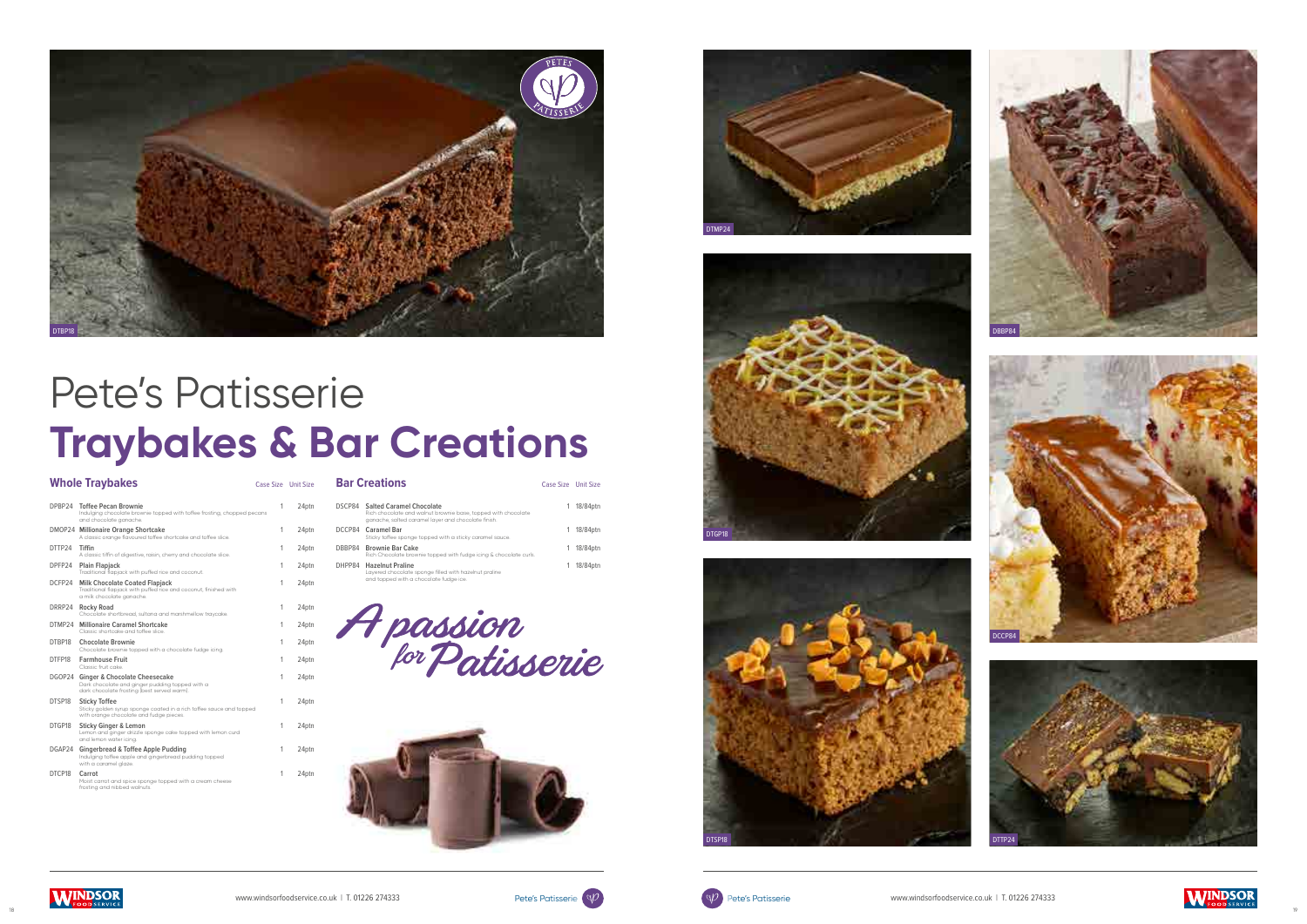# Pete's Patisserie
# Traybakes & Bar Creations

## Whole Traybakes

| | | Case Size | Unit Size |
|---|---|---|---|
| DPBP24 | **Toffee Pecan Brownie** Indulging chocolate brownie topped with toffee frosting, chopped pecans and chocolate ganache. | 1 | 24ptn |
| DMOP24 | **Millionaire Orange Shortcake** A classic orange flavoured toffee shortcake and toffee slice. | 1 | 24ptn |
| DTTP24 | **Tiffin** A classic tiffin of digestive, raisin, cherry and chocolate slice. | 1 | 24ptn |
| DPFP24 | **Plain Flapjack** Traditional flapjack with puffed rice and coconut. | 1 | 24ptn |
| DCFP24 | **Milk Chocolate Coated Flapjack** Traditional flapjack with puffed rice and coconut, finished with a milk chocolate ganache. | 1 | 24ptn |
| DRRP24 | **Rocky Road** Chocolate shortbread, sultana and marshmallow traycake. | 1 | 24ptn |
| DTMP24 | **Millionaire Caramel Shortcake** Classic shortcake and toffee slice. | 1 | 24ptn |
| DTBP18 | **Chocolate Brownie** Chocolate brownie topped with a chocolate fudge icing. | 1 | 24ptn |
| DTFP18 | **Farmhouse Fruit** Classic fruit cake. | 1 | 24ptn |
| DGOP24 | **Ginger & Chocolate Cheesecake** Dark chocolate and ginger pudding topped with a dark chocolate frosting (best served warm). | 1 | 24ptn |
| DTSP18 | **Sticky Toffee** Sticky golden syrup sponge coated in a rich toffee sauce and topped with orange chocolate and fudge pieces. | 1 | 24ptn |
| DTGP18 | **Sticky Ginger & Lemon** Lemon and ginger drizzle sponge cake topped with lemon curd and lemon water icing. | 1 | 24ptn |
| DGAP24 | **Gingerbread & Toffee Apple Pudding** Indulging toffee apple and gingerbread pudding topped with a caramel glaze. | 1 | 24ptn |
| DTCP18 | **Carrot** Moist carrot and spice sponge topped with a cream cheese frosting and nibbed walnuts. | 1 | 24ptn |

## Bar Creations

| | | Case Size | Unit Size |
|---|---|---|---|
| DSCP84 | **Salted Caramel Chocolate** Rich chocolate and walnut brownie base, topped with chocolate ganache, salted caramel layer and chocolate finish. | 1 | 18/84ptn |
| DCCP84 | **Caramel Bar** Sticky toffee sponge topped with a sticky caramel sauce. | 1 | 18/84ptn |
| DBBP84 | **Brownie Bar Cake** Rich Chocolate brownie topped with fudge icing & chocolate curls. | 1 | 18/84ptn |
| DHPP84 | **Hazelnut Praline** Layered chocolate sponge filled with hazelnut praline and topped with a chocolate fudge ice. | 1 | 18/84ptn |

*A passion for Patisserie*

DTBP18

DTMP24

DBBP84

DTGP18

DCCP84

DTSP18

DTTP24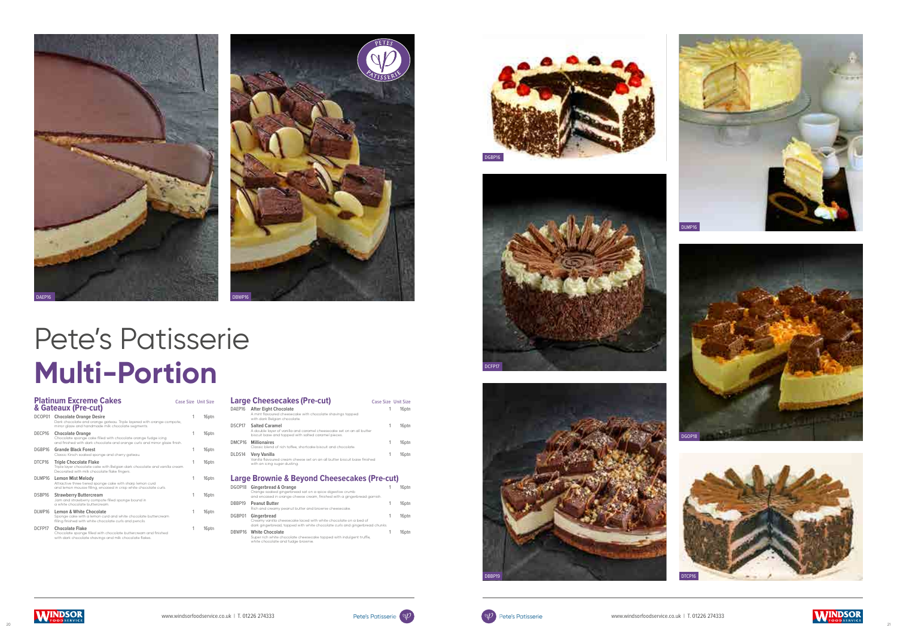# Pete's Patisserie **Multi-Portion**

## Platinum Excreme Cakes & Gateaux (Pre-cut)

| | | Case Size | Unit Size |
|---|---|---|---|
| DCOP01 | **Chocolate Orange Desire**<br>Dark chocolate and orange gateau. Triple layered with orange compote, mirror glaze and handmade milk chocolate segments. | 1 | 16ptn |
| DECP16 | **Chocolate Orange**<br>Chocolate sponge cake filled with chocolate orange fudge icing and finished with dark chocolate and orange curls and mirror glaze finish. | 1 | 16ptn |
| DGBP16 | **Grande Black Forest**<br>Classic Kirsch soaked sponge and cherry gateau. | 1 | 16ptn |
| DTCP16 | **Triple Chocolate Flake**<br>Triple layer chocolate cake with Belgian dark chocolate and vanilla cream. Decorated with milk chocolate flake fingers. | 1 | 16ptn |
| DLMP16 | **Lemon Mist Melody**<br>Attractive three tiered sponge cake with sharp lemon curd and lemon mousse filling, encased in crisp white chocolate curls | 1 | 16ptn |
| DSBP16 | **Strawberry Buttercream**<br>Jam and strawberry compote filled sponge bound in a white chocolate buttercream | 1 | 16ptn |
| DLWP16 | **Lemon & White Chocolate**<br>Sponge cake with a lemon curd and white chocolate buttercream filling finished with white chocolate curls and pencils | 1 | 16ptn |
| DCFP17 | **Chocolate Flake**<br>Chocolate sponge filled with chocolate buttercream and finished with dark chocolate shavings and milk chocolate flakes. | 1 | 16ptn |

## Large Cheesecakes (Pre-cut)

| | | Case Size | Unit Size |
|---|---|---|---|
| DAEP16 | **After Eight Chocolate**<br>A mint flavoured cheesecake with chocolate shavings topped with dark Belgian chocolate | 1 | 16ptn |
| DSCP17 | **Salted Caramel**<br>A double layer of vanilla and caramel cheesecake set on an all butter biscuit base and topped with salted caramel pieces. | 1 | 16ptn |
| DMCP16 | **Millionaires**<br>Classic blend of rich toffee, shortcake biscuit and chocolate. | 1 | 16ptn |
| DLDS14 | **Very Vanilla**<br>Vanilla flavoured cream cheese set on an all butter biscuit base finished with an icing sugar dusting. | 1 | 16ptn |

## Large Brownie & Beyond Cheesecakes (Pre-cut)

| | | Case Size | Unit Size |
|---|---|---|---|
| DGOP18 | **Gingerbread & Orange**<br>Orange soaked gingerbread set on a spice digestive crumb and encased in orange cheese cream, finished with a gingerbread garnish. | 1 | 16ptn |
| DBBP19 | **Peanut Butter**<br>Rich and creamy peanut butter and brownie cheesecake | 1 | 16ptn |
| DGBP01 | **Gingerbread**<br>Creamy vanilla cheesecake laced with white chocolate on a bed of dark gingerbread, topped with white chocolate curls and gingerbread chunks | 1 | 16ptn |
| DBWP16 | **White Chocolate**<br>Super rich white chocolate cheesecake topped with indulgent truffle, white chocolate and fudge brownie. | 1 | 16ptn |

DAEP16

DBWP16

DGBP16

DLMP16

DCFP17

DGOP18

DBBP19

DTCP16

www.windsorfoodservice.co.uk | T. 01226 274333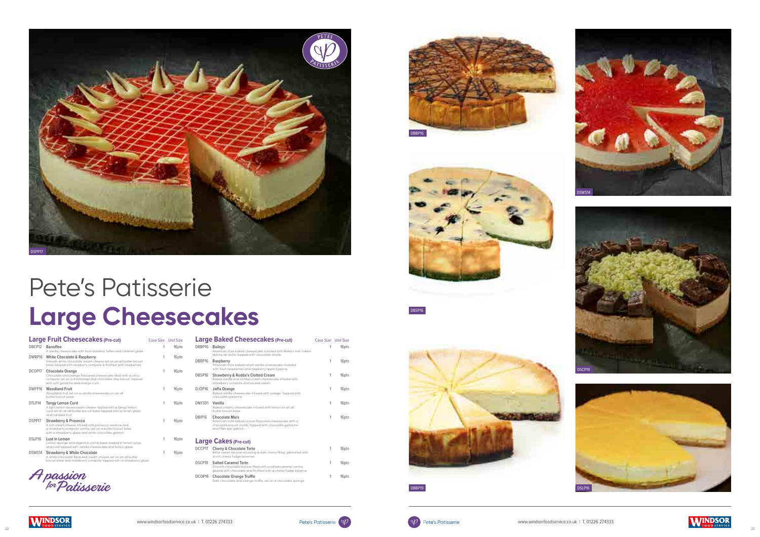DSPP17

# Pete's Patisserie
# Large Cheesecakes

## Large Fruit Cheesecakes (Pre-cut)

| | | Case Size | Unit Size |
|---|---|---|---|
| DBCP12 | **Banoffee** A vanilla cheesecake with fresh banana, toffee and caramel glaze. | 1 | 16ptn |
| DWRP16 | **White Chocolate & Raspberry** Smooth white chocolate cream cheese set on an all butter biscuit base topped with raspberry compote & finished with raspberries. | 1 | 16ptn |
| DCOP17 | **Chocolate Orange** Chocolate and orange flavoured cheesecake filled with a citrus compote set on a shortbread and chocolate chip biscuit, topped with soft ganache and orange curls. | 1 | 16ptn |
| DWFP16 | **Woodland Fruit** Woodland fruit set on a vanilla cheesecake on an all butter biscuit base. | 1 | 16ptn |
| DTLP14 | **Tangy Lemon Curd** A light lemon laced cream cheese rippled with a tangy lemon curd set on an all butter biscuit base topped with a lemon glaze and candied fruit. | 1 | 16ptn |
| DSPP17 | **Strawberry & Prosecco** A rich cream cheese infused with prosecco essence and a strawberry compote centre, set on a butter biscuit base with a strawberry glaze and white chocolate garnish. | 1 | 16ptn |
| DSLP16 | **Lust in Lemon** Lemon sponge and digestive crumb base soaked in lemon syrup and curd topped with vanilla cheesecake and lemon glaze. | 1 | 16ptn |
| DSWS14 | **Strawberry & White Chocolate** A white chocolate flavoured cream cheese set on an all butter biscuit base and strawberry compote topped with a strawberry glaze. | 1 | 16ptn |

## Large Baked Cheesecakes (Pre-cut)

| | | Case Size | Unit Size |
|---|---|---|---|
| DBBP16 | **Baileys** American style baked cheesecake scented with Bailey's Irish cream dulche de leche topped with chocolate drizzle. | 1 | 16ptn |
| DBRP16 | **Raspberry** American style baked velvet vanilla cheesecake studded with fresh raspberries and raspberry ripple topping. | 1 | 16ptn |
| DBSP16 | **Strawberry & Rodda's Clotted Cream** Baked vanilla and clotted cream cheesecake infused with strawberry compote and soured cream. | 1 | 16ptn |
| DJOP16 | **Jaffa Orange** Baked vanilla cheesecake infused with orange. Topped with chocolate ganache. | 1 | 16ptn |
| DNYS01 | **Vanilla** Baked creamy cheesecake infused with lemon on an all butter biscuit base. | 1 | 16ptn |
| DBIP16 | **Chocolate Mars** American style baked cocoa flavoured cheesecake with a chocolate biscuit crumb, topped with chocolate ganache and Mars bar garnish. | 1 | 16ptn |

## Large Cakes (Pre-cut)

| | | Case Size | Unit Size |
|---|---|---|---|
| DCCP17 | **Cherry & Chocolate Torte** Bitter sweet mousse encasing a dark cherry filling, garnished with a rich chewy fudge brownies. | 1 | 16ptn |
| DSCP19 | **Salted Caramel Torte** Smooth chocolate mousse filled with a salted caramel centre, glazed with chocolate and finished with a chewy fudge brownie. | 1 | 16ptn |
| DCOP16 | **Chocolate Orange Truffle** Dark chocolate and orange truffle, set on a chocolate sponge. | 1 | 16ptn |

*A passion for Patisserie*

DBBP16

DSWS14

DBSP16

DSCP19

DBBP19

DSLP16

www.windsorfoodservice.co.uk | T. 01226 274333